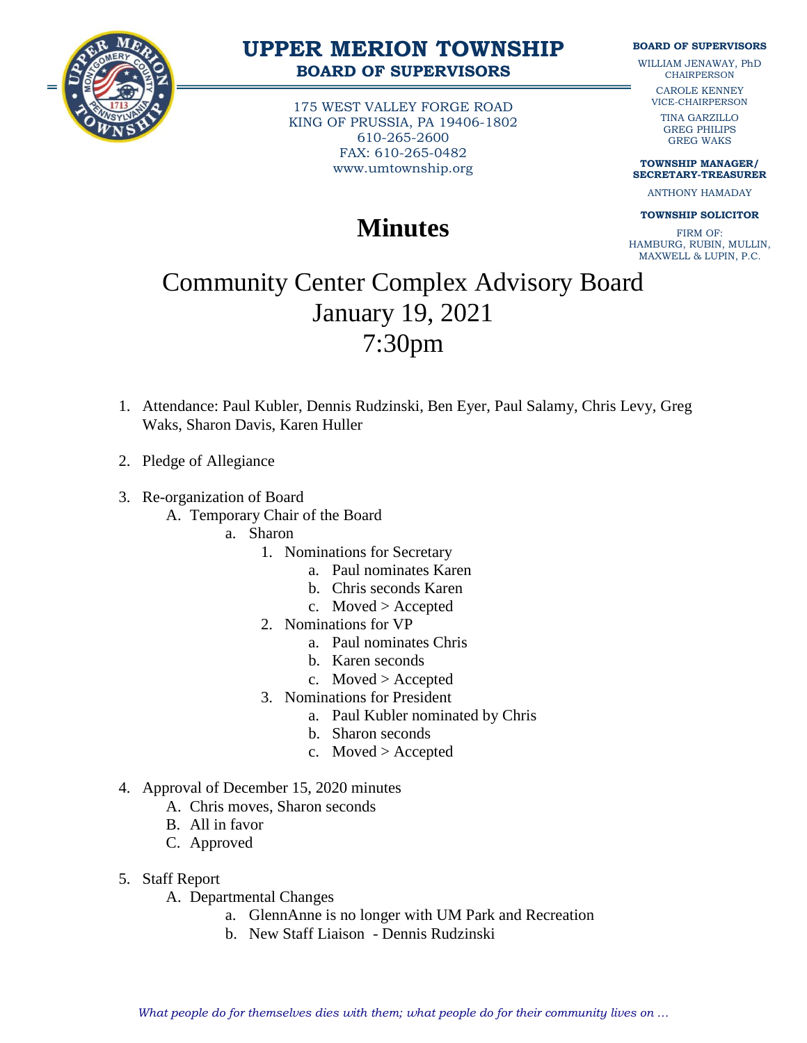# UPPER MERION TOWNSHIP

**BOARD OF SUPERVISORS**

175 WEST VALLEY FORGE ROAD
KING OF PRUSSIA, PA 19406-1802
610-265-2600
FAX: 610-265-0482
www.umtownship.org

**BOARD OF SUPERVISORS**

WILLIAM JENAWAY, PhD
CHAIRPERSON

CAROLE KENNEY
VICE-CHAIRPERSON

TINA GARZILLO
GREG PHILIPS
GREG WAKS

**TOWNSHIP MANAGER/ SECRETARY-TREASURER**

ANTHONY HAMADAY

**TOWNSHIP SOLICITOR**

FIRM OF:
HAMBURG, RUBIN, MULLIN, MAXWELL & LUPIN, P.C.

# Minutes

## Community Center Complex Advisory Board
## January 19, 2021
## 7:30pm

1. Attendance: Paul Kubler, Dennis Rudzinski, Ben Eyer, Paul Salamy, Chris Levy, Greg Waks, Sharon Davis, Karen Huller

2. Pledge of Allegiance

3. Re-organization of Board
   A. Temporary Chair of the Board
      a. Sharon
         1. Nominations for Secretary
            a. Paul nominates Karen
            b. Chris seconds Karen
            c. Moved > Accepted
         2. Nominations for VP
            a. Paul nominates Chris
            b. Karen seconds
            c. Moved > Accepted
         3. Nominations for President
            a. Paul Kubler nominated by Chris
            b. Sharon seconds
            c. Moved > Accepted

4. Approval of December 15, 2020 minutes
   A. Chris moves, Sharon seconds
   B. All in favor
   C. Approved

5. Staff Report
   A. Departmental Changes
      a. GlennAnne is no longer with UM Park and Recreation
      b. New Staff Liaison - Dennis Rudzinski

*What people do for themselves dies with them; what people do for their community lives on …*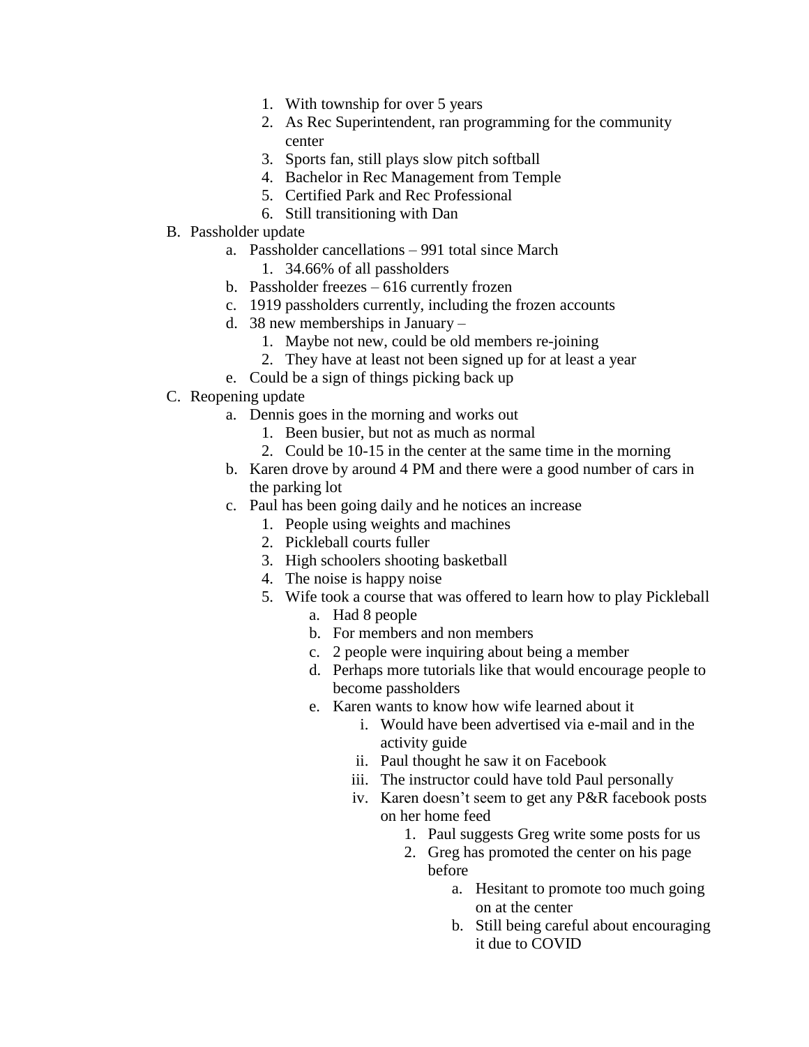1. With township for over 5 years
2. As Rec Superintendent, ran programming for the community center
3. Sports fan, still plays slow pitch softball
4. Bachelor in Rec Management from Temple
5. Certified Park and Rec Professional
6. Still transitioning with Dan

B. Passholder update

  a. Passholder cancellations – 991 total since March
    1. 34.66% of all passholders
  b. Passholder freezes – 616 currently frozen
  c. 1919 passholders currently, including the frozen accounts
  d. 38 new memberships in January –
    1. Maybe not new, could be old members re-joining
    2. They have at least not been signed up for at least a year
  e. Could be a sign of things picking back up

C. Reopening update

  a. Dennis goes in the morning and works out
    1. Been busier, but not as much as normal
    2. Could be 10-15 in the center at the same time in the morning
  b. Karen drove by around 4 PM and there were a good number of cars in the parking lot
  c. Paul has been going daily and he notices an increase
    1. People using weights and machines
    2. Pickleball courts fuller
    3. High schoolers shooting basketball
    4. The noise is happy noise
    5. Wife took a course that was offered to learn how to play Pickleball
      a. Had 8 people
      b. For members and non members
      c. 2 people were inquiring about being a member
      d. Perhaps more tutorials like that would encourage people to become passholders
      e. Karen wants to know how wife learned about it
        i. Would have been advertised via e-mail and in the activity guide
        ii. Paul thought he saw it on Facebook
        iii. The instructor could have told Paul personally
        iv. Karen doesn't seem to get any P&R facebook posts on her home feed
          1. Paul suggests Greg write some posts for us
          2. Greg has promoted the center on his page before
            a. Hesitant to promote too much going on at the center
            b. Still being careful about encouraging it due to COVID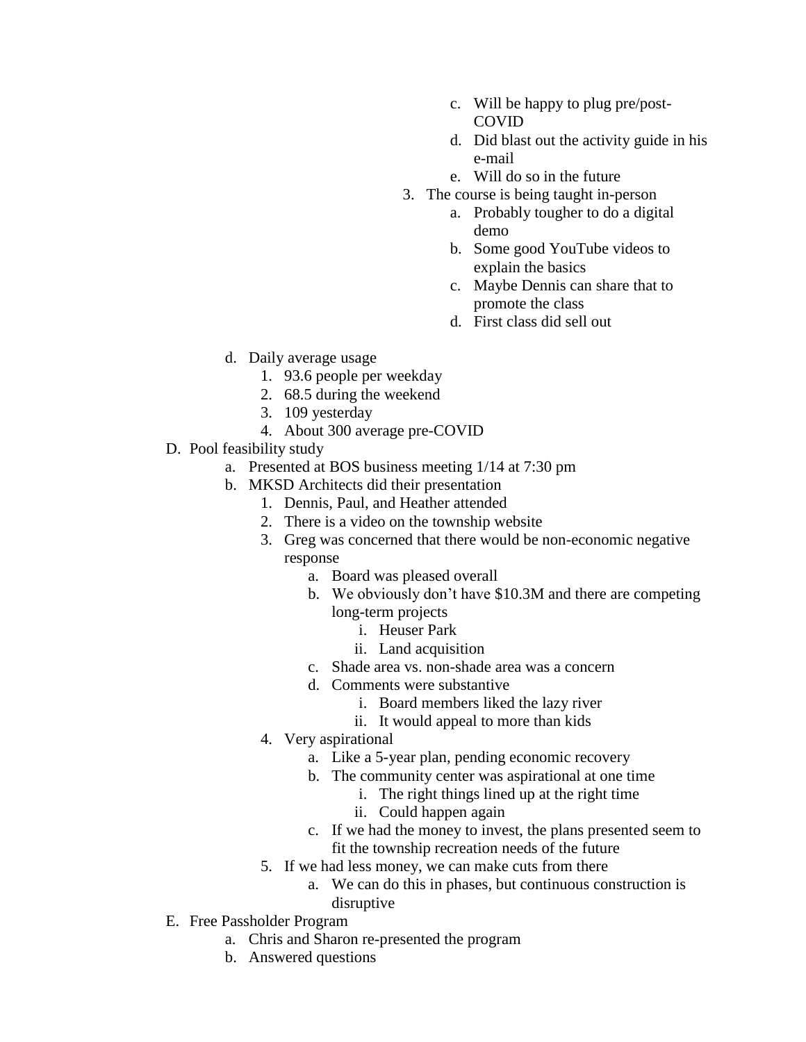- c. Will be happy to plug pre/post-COVID
- d. Did blast out the activity guide in his e-mail
- e. Will do so in the future

3. The course is being taught in-person
   - a. Probably tougher to do a digital demo
   - b. Some good YouTube videos to explain the basics
   - c. Maybe Dennis can share that to promote the class
   - d. First class did sell out

- d. Daily average usage
  1. 93.6 people per weekday
  2. 68.5 during the weekend
  3. 109 yesterday
  4. About 300 average pre-COVID

D. Pool feasibility study

- a. Presented at BOS business meeting 1/14 at 7:30 pm
- b. MKSD Architects did their presentation
  1. Dennis, Paul, and Heather attended
  2. There is a video on the township website
  3. Greg was concerned that there would be non-economic negative response
     - a. Board was pleased overall
     - b. We obviously don't have $10.3M and there are competing long-term projects
       - i. Heuser Park
       - ii. Land acquisition
     - c. Shade area vs. non-shade area was a concern
     - d. Comments were substantive
       - i. Board members liked the lazy river
       - ii. It would appeal to more than kids
  4. Very aspirational
     - a. Like a 5-year plan, pending economic recovery
     - b. The community center was aspirational at one time
       - i. The right things lined up at the right time
       - ii. Could happen again
     - c. If we had the money to invest, the plans presented seem to fit the township recreation needs of the future
  5. If we had less money, we can make cuts from there
     - a. We can do this in phases, but continuous construction is disruptive

E. Free Passholder Program

- a. Chris and Sharon re-presented the program
- b. Answered questions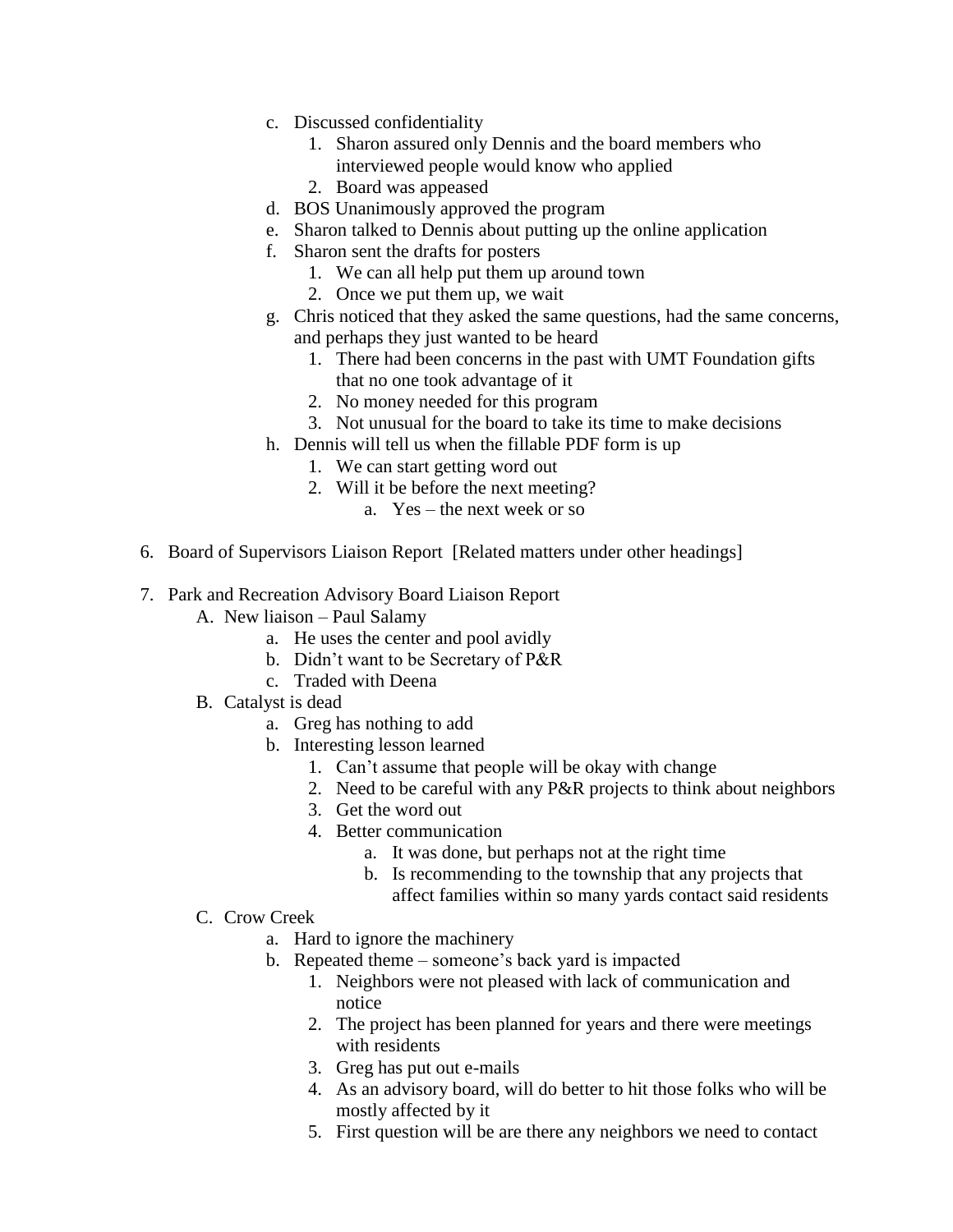c. Discussed confidentiality
      1. Sharon assured only Dennis and the board members who interviewed people would know who applied
      2. Board was appeased
   d. BOS Unanimously approved the program
   e. Sharon talked to Dennis about putting up the online application
   f. Sharon sent the drafts for posters
      1. We can all help put them up around town
      2. Once we put them up, we wait
   g. Chris noticed that they asked the same questions, had the same concerns, and perhaps they just wanted to be heard
      1. There had been concerns in the past with UMT Foundation gifts that no one took advantage of it
      2. No money needed for this program
      3. Not unusual for the board to take its time to make decisions
   h. Dennis will tell us when the fillable PDF form is up
      1. We can start getting word out
      2. Will it be before the next meeting?
         a. Yes – the next week or so

6. Board of Supervisors Liaison Report [Related matters under other headings]

7. Park and Recreation Advisory Board Liaison Report
   A. New liaison – Paul Salamy
      a. He uses the center and pool avidly
      b. Didn't want to be Secretary of P&R
      c. Traded with Deena
   B. Catalyst is dead
      a. Greg has nothing to add
      b. Interesting lesson learned
         1. Can't assume that people will be okay with change
         2. Need to be careful with any P&R projects to think about neighbors
         3. Get the word out
         4. Better communication
            a. It was done, but perhaps not at the right time
            b. Is recommending to the township that any projects that affect families within so many yards contact said residents
   C. Crow Creek
      a. Hard to ignore the machinery
      b. Repeated theme – someone's back yard is impacted
         1. Neighbors were not pleased with lack of communication and notice
         2. The project has been planned for years and there were meetings with residents
         3. Greg has put out e-mails
         4. As an advisory board, will do better to hit those folks who will be mostly affected by it
         5. First question will be are there any neighbors we need to contact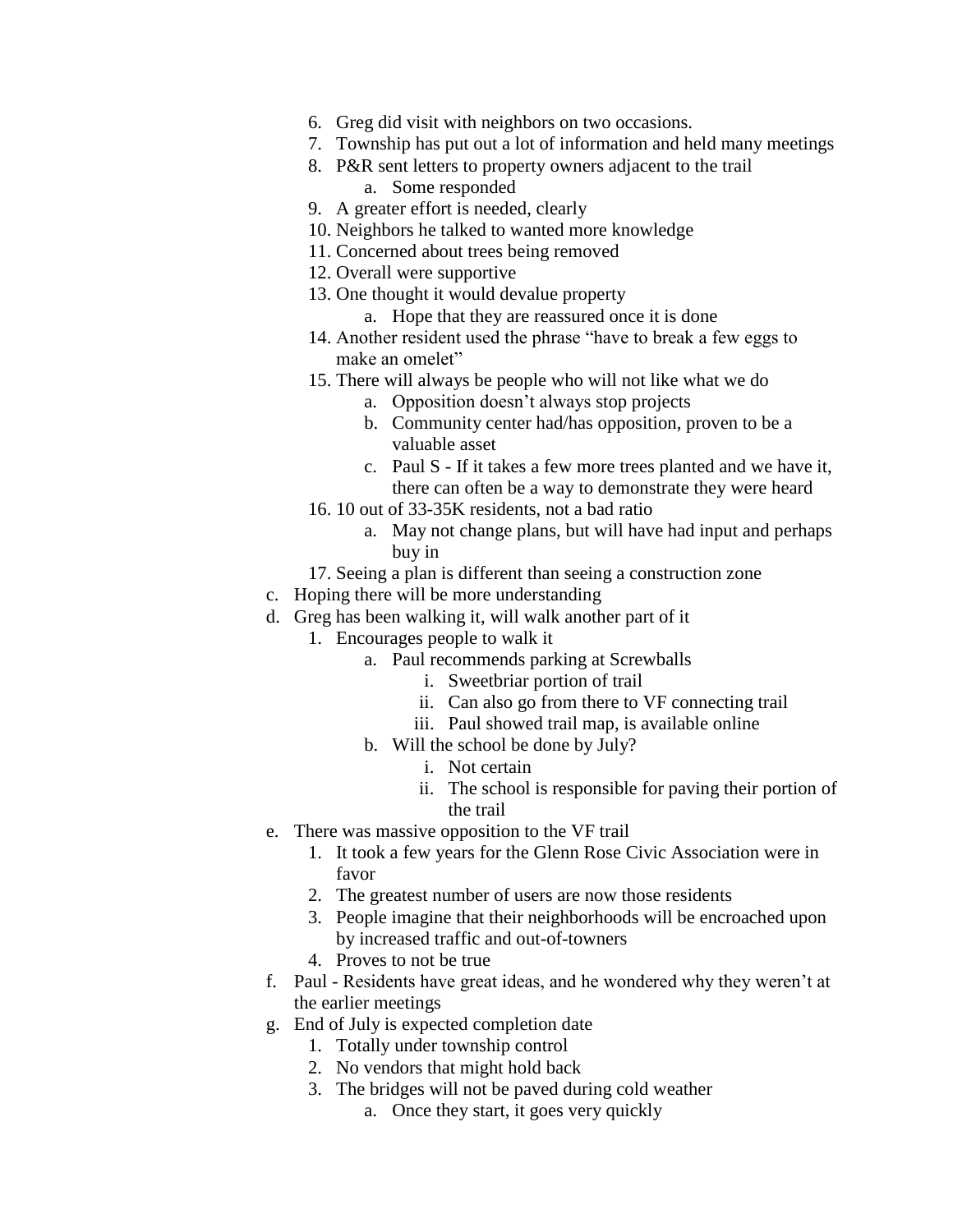6. Greg did visit with neighbors on two occasions.
7. Township has put out a lot of information and held many meetings
8. P&R sent letters to property owners adjacent to the trail
    a. Some responded
9. A greater effort is needed, clearly
10. Neighbors he talked to wanted more knowledge
11. Concerned about trees being removed
12. Overall were supportive
13. One thought it would devalue property
    a. Hope that they are reassured once it is done
14. Another resident used the phrase "have to break a few eggs to make an omelet"
15. There will always be people who will not like what we do
    a. Opposition doesn't always stop projects
    b. Community center had/has opposition, proven to be a valuable asset
    c. Paul S - If it takes a few more trees planted and we have it, there can often be a way to demonstrate they were heard
16. 10 out of 33-35K residents, not a bad ratio
    a. May not change plans, but will have had input and perhaps buy in
17. Seeing a plan is different than seeing a construction zone

c. Hoping there will be more understanding

d. Greg has been walking it, will walk another part of it
1. Encourages people to walk it
    a. Paul recommends parking at Screwballs
        i. Sweetbriar portion of trail
        ii. Can also go from there to VF connecting trail
        iii. Paul showed trail map, is available online
    b. Will the school be done by July?
        i. Not certain
        ii. The school is responsible for paving their portion of the trail

e. There was massive opposition to the VF trail
1. It took a few years for the Glenn Rose Civic Association were in favor
2. The greatest number of users are now those residents
3. People imagine that their neighborhoods will be encroached upon by increased traffic and out-of-towners
4. Proves to not be true

f. Paul - Residents have great ideas, and he wondered why they weren't at the earlier meetings

g. End of July is expected completion date
1. Totally under township control
2. No vendors that might hold back
3. The bridges will not be paved during cold weather
    a. Once they start, it goes very quickly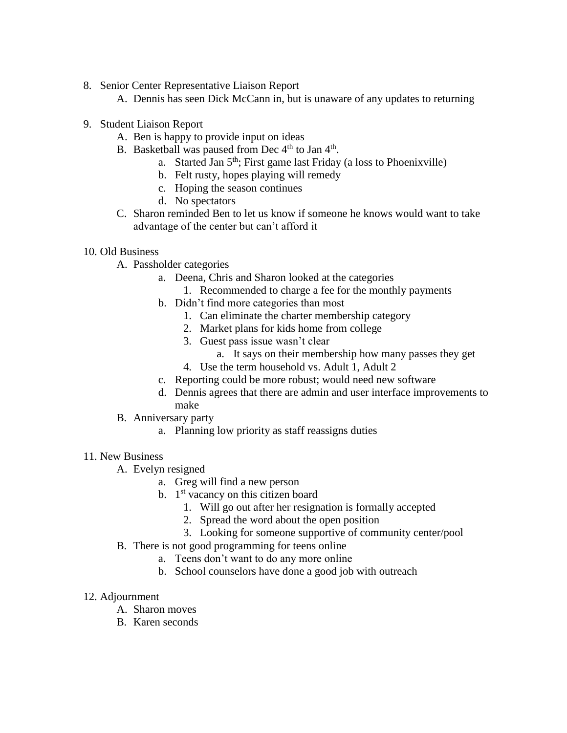8. Senior Center Representative Liaison Report
    A. Dennis has seen Dick McCann in, but is unaware of any updates to returning

9. Student Liaison Report
    A. Ben is happy to provide input on ideas
    B. Basketball was paused from Dec 4th to Jan 4th.
        a. Started Jan 5th; First game last Friday (a loss to Phoenixville)
        b. Felt rusty, hopes playing will remedy
        c. Hoping the season continues
        d. No spectators
    C. Sharon reminded Ben to let us know if someone he knows would want to take advantage of the center but can't afford it

10. Old Business
    A. Passholder categories
        a. Deena, Chris and Sharon looked at the categories
            1. Recommended to charge a fee for the monthly payments
        b. Didn't find more categories than most
            1. Can eliminate the charter membership category
            2. Market plans for kids home from college
            3. Guest pass issue wasn't clear
                a. It says on their membership how many passes they get
            4. Use the term household vs. Adult 1, Adult 2
        c. Reporting could be more robust; would need new software
        d. Dennis agrees that there are admin and user interface improvements to make
    B. Anniversary party
        a. Planning low priority as staff reassigns duties

11. New Business
    A. Evelyn resigned
        a. Greg will find a new person
        b. 1st vacancy on this citizen board
            1. Will go out after her resignation is formally accepted
            2. Spread the word about the open position
            3. Looking for someone supportive of community center/pool
    B. There is not good programming for teens online
        a. Teens don't want to do any more online
        b. School counselors have done a good job with outreach

12. Adjournment
    A. Sharon moves
    B. Karen seconds